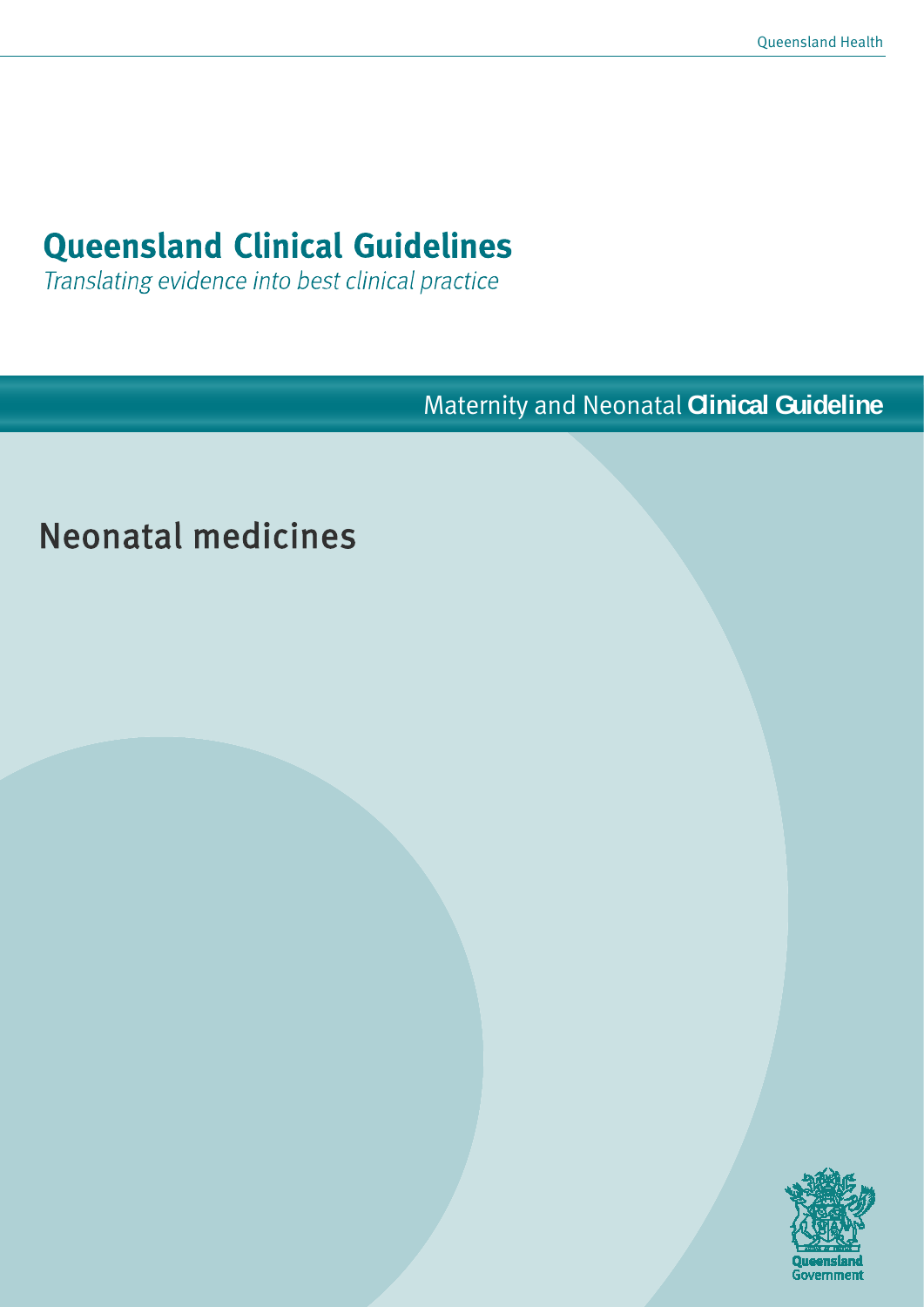# Queensland Clinical Guidelines

*Translating evidence into best clinical practice*

Maternity and Neonatal **Clinical Guideline**

## Neonatal medicines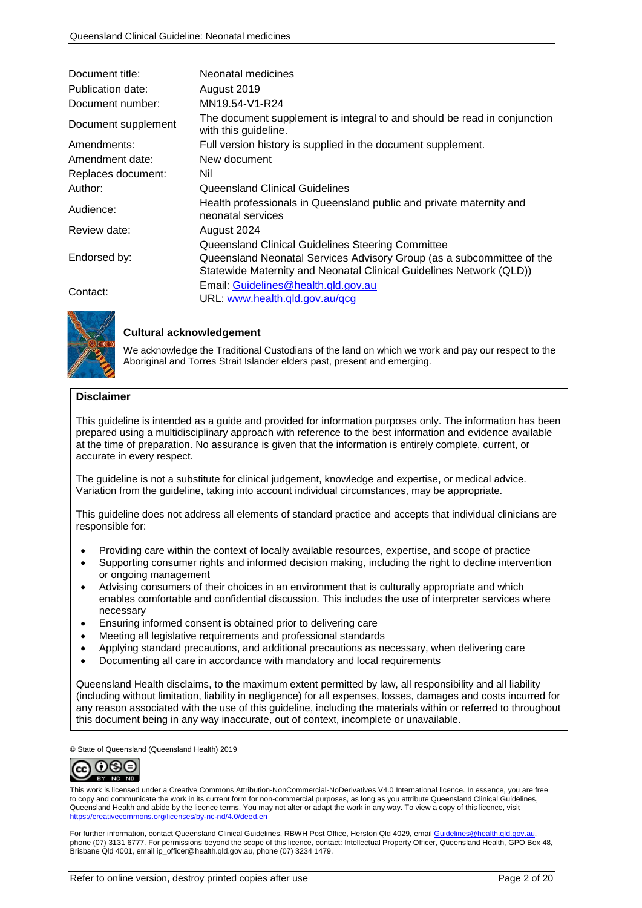| Document title: | Neonatal medicines |
|---|---|
| Publication date: | August 2019 |
| Document number: | MN19.54-V1-R24 |
| Document supplement | The document supplement is integral to and should be read in conjunction with this guideline. |
| Amendments: | Full version history is supplied in the document supplement. |
| Amendment date: | New document |
| Replaces document: | Nil |
| Author: | Queensland Clinical Guidelines |
| Audience: | Health professionals in Queensland public and private maternity and neonatal services |
| Review date: | August 2024 |
| Endorsed by: | Queensland Clinical Guidelines Steering Committee<br>Queensland Neonatal Services Advisory Group (as a subcommittee of the Statewide Maternity and Neonatal Clinical Guidelines Network (QLD)) |
| Contact: | Email: Guidelines@health.qld.gov.au<br>URL: www.health.qld.gov.au/qcg |

**Cultural acknowledgement**

We acknowledge the Traditional Custodians of the land on which we work and pay our respect to the Aboriginal and Torres Strait Islander elders past, present and emerging.

**Disclaimer**

This guideline is intended as a guide and provided for information purposes only. The information has been prepared using a multidisciplinary approach with reference to the best information and evidence available at the time of preparation. No assurance is given that the information is entirely complete, current, or accurate in every respect.

The guideline is not a substitute for clinical judgement, knowledge and expertise, or medical advice. Variation from the guideline, taking into account individual circumstances, may be appropriate.

This guideline does not address all elements of standard practice and accepts that individual clinicians are responsible for:

- Providing care within the context of locally available resources, expertise, and scope of practice
- Supporting consumer rights and informed decision making, including the right to decline intervention or ongoing management
- Advising consumers of their choices in an environment that is culturally appropriate and which enables comfortable and confidential discussion. This includes the use of interpreter services where necessary
- Ensuring informed consent is obtained prior to delivering care
- Meeting all legislative requirements and professional standards
- Applying standard precautions, and additional precautions as necessary, when delivering care
- Documenting all care in accordance with mandatory and local requirements

Queensland Health disclaims, to the maximum extent permitted by law, all responsibility and all liability (including without limitation, liability in negligence) for all expenses, losses, damages and costs incurred for any reason associated with the use of this guideline, including the materials within or referred to throughout this document being in any way inaccurate, out of context, incomplete or unavailable.

© State of Queensland (Queensland Health) 2019

This work is licensed under a Creative Commons Attribution-NonCommercial-NoDerivatives V4.0 International licence. In essence, you are free to copy and communicate the work in its current form for non-commercial purposes, as long as you attribute Queensland Clinical Guidelines, Queensland Health and abide by the licence terms. You may not alter or adapt the work in any way. To view a copy of this licence, visit https://creativecommons.org/licenses/by-nc-nd/4.0/deed.en

For further information, contact Queensland Clinical Guidelines, RBWH Post Office, Herston Qld 4029, email Guidelines@health.qld.gov.au, phone (07) 3131 6777. For permissions beyond the scope of this licence, contact: Intellectual Property Officer, Queensland Health, GPO Box 48, Brisbane Qld 4001, email ip_officer@health.qld.gov.au, phone (07) 3234 1479.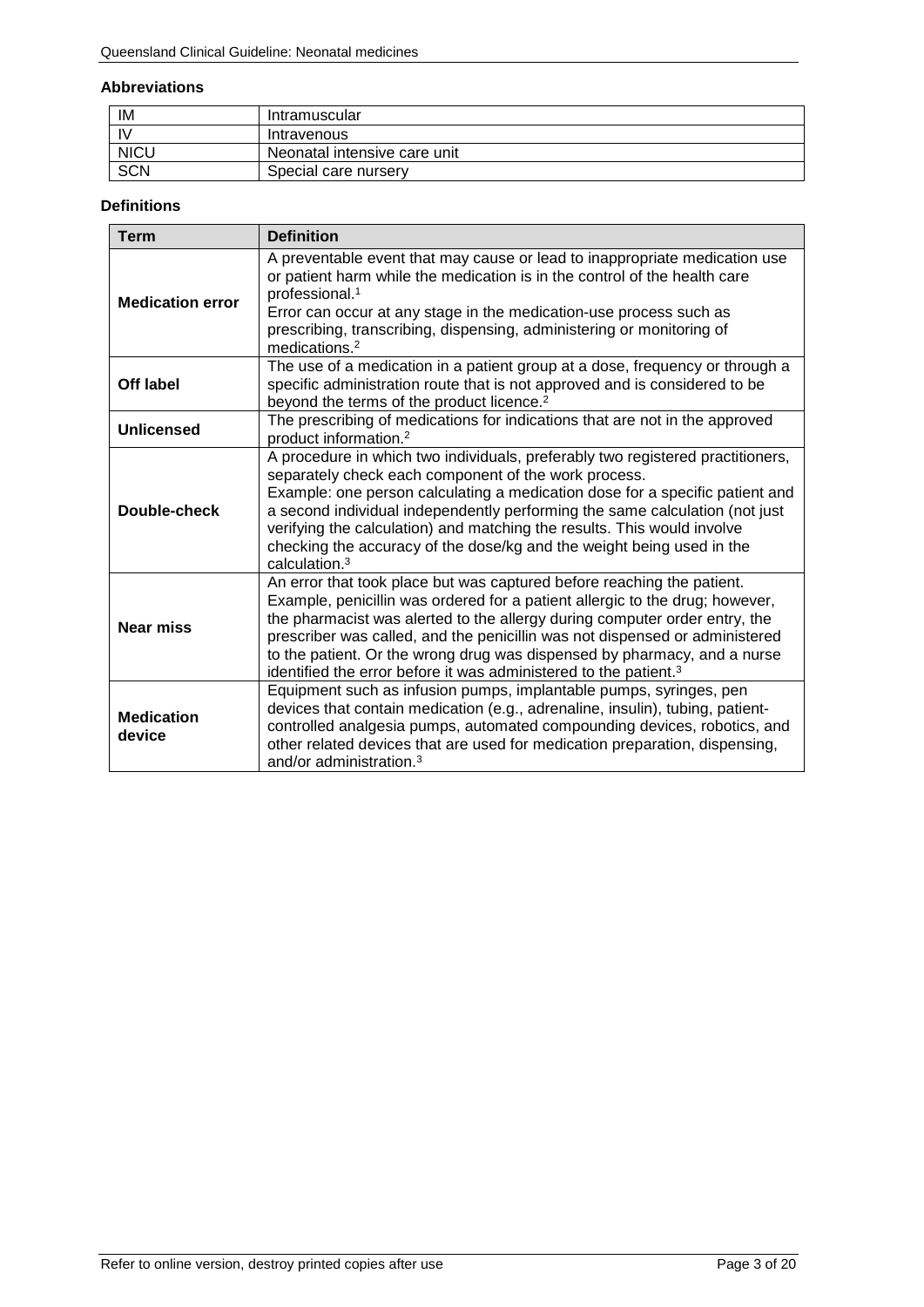### Abbreviations

| | |
|---|---|
| IM | Intramuscular |
| IV | Intravenous |
| NICU | Neonatal intensive care unit |
| SCN | Special care nursery |

### Definitions

| Term | Definition |
|---|---|
| **Medication error** | A preventable event that may cause or lead to inappropriate medication use or patient harm while the medication is in the control of the health care professional.[1] <br> Error can occur at any stage in the medication-use process such as prescribing, transcribing, dispensing, administering or monitoring of medications.[2] |
| **Off label** | The use of a medication in a patient group at a dose, frequency or through a specific administration route that is not approved and is considered to be beyond the terms of the product licence.[2] |
| **Unlicensed** | The prescribing of medications for indications that are not in the approved product information.[2] |
| **Double-check** | A procedure in which two individuals, preferably two registered practitioners, separately check each component of the work process. <br> Example: one person calculating a medication dose for a specific patient and a second individual independently performing the same calculation (not just verifying the calculation) and matching the results. This would involve checking the accuracy of the dose/kg and the weight being used in the calculation.[3] |
| **Near miss** | An error that took place but was captured before reaching the patient. Example, penicillin was ordered for a patient allergic to the drug; however, the pharmacist was alerted to the allergy during computer order entry, the prescriber was called, and the penicillin was not dispensed or administered to the patient. Or the wrong drug was dispensed by pharmacy, and a nurse identified the error before it was administered to the patient.[3] |
| **Medication device** | Equipment such as infusion pumps, implantable pumps, syringes, pen devices that contain medication (e.g., adrenaline, insulin), tubing, patient-controlled analgesia pumps, automated compounding devices, robotics, and other related devices that are used for medication preparation, dispensing, and/or administration.[3] |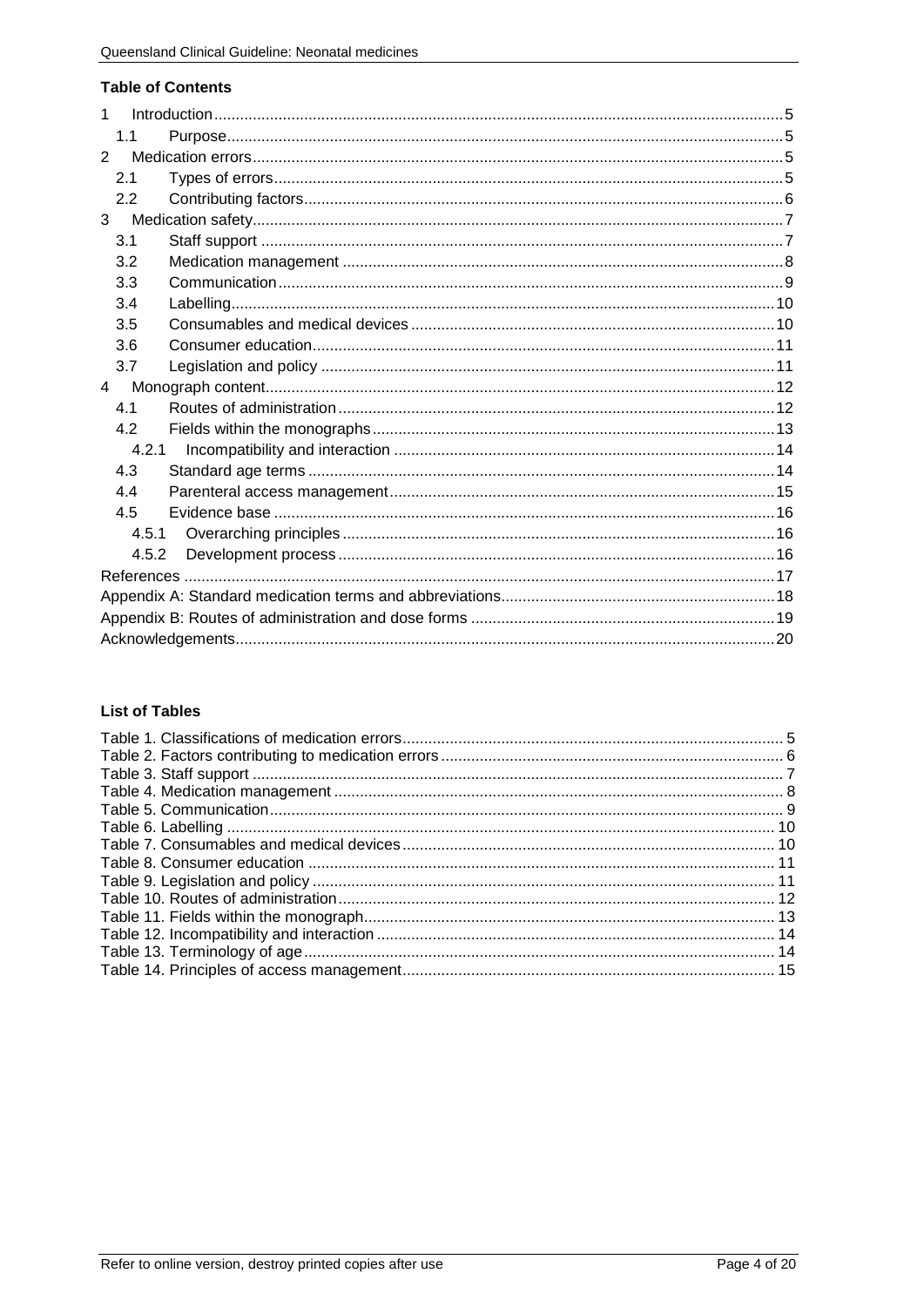**Table of Contents**

- 1 Introduction .......... 5
  - 1.1 Purpose .......... 5
- 2 Medication errors .......... 5
  - 2.1 Types of errors .......... 5
  - 2.2 Contributing factors .......... 6
- 3 Medication safety .......... 7
  - 3.1 Staff support .......... 7
  - 3.2 Medication management .......... 8
  - 3.3 Communication .......... 9
  - 3.4 Labelling .......... 10
  - 3.5 Consumables and medical devices .......... 10
  - 3.6 Consumer education .......... 11
  - 3.7 Legislation and policy .......... 11
- 4 Monograph content .......... 12
  - 4.1 Routes of administration .......... 12
  - 4.2 Fields within the monographs .......... 13
    - 4.2.1 Incompatibility and interaction .......... 14
  - 4.3 Standard age terms .......... 14
  - 4.4 Parenteral access management .......... 15
  - 4.5 Evidence base .......... 16
    - 4.5.1 Overarching principles .......... 16
    - 4.5.2 Development process .......... 16
- References .......... 17
- Appendix A: Standard medication terms and abbreviations .......... 18
- Appendix B: Routes of administration and dose forms .......... 19
- Acknowledgements .......... 20

**List of Tables**

- Table 1. Classifications of medication errors .......... 5
- Table 2. Factors contributing to medication errors .......... 6
- Table 3. Staff support .......... 7
- Table 4. Medication management .......... 8
- Table 5. Communication .......... 9
- Table 6. Labelling .......... 10
- Table 7. Consumables and medical devices .......... 10
- Table 8. Consumer education .......... 11
- Table 9. Legislation and policy .......... 11
- Table 10. Routes of administration .......... 12
- Table 11. Fields within the monograph .......... 13
- Table 12. Incompatibility and interaction .......... 14
- Table 13. Terminology of age .......... 14
- Table 14. Principles of access management .......... 15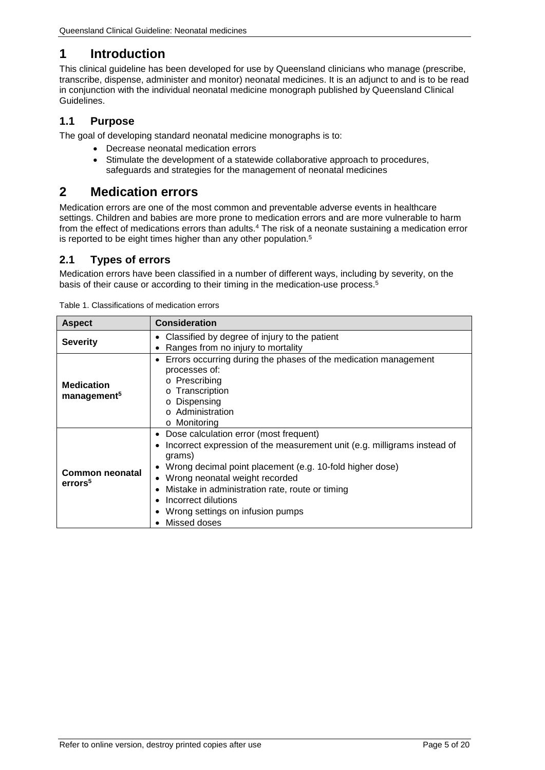# 1 Introduction

This clinical guideline has been developed for use by Queensland clinicians who manage (prescribe, transcribe, dispense, administer and monitor) neonatal medicines. It is an adjunct to and is to be read in conjunction with the individual neonatal medicine monograph published by Queensland Clinical Guidelines.

## 1.1 Purpose

The goal of developing standard neonatal medicine monographs is to:

- Decrease neonatal medication errors
- Stimulate the development of a statewide collaborative approach to procedures, safeguards and strategies for the management of neonatal medicines

# 2 Medication errors

Medication errors are one of the most common and preventable adverse events in healthcare settings. Children and babies are more prone to medication errors and are more vulnerable to harm from the effect of medications errors than adults.[4] The risk of a neonate sustaining a medication error is reported to be eight times higher than any other population.[5]

## 2.1 Types of errors

Medication errors have been classified in a number of different ways, including by severity, on the basis of their cause or according to their timing in the medication-use process.[5]

Table 1. Classifications of medication errors

| Aspect | Consideration |
|---|---|
| **Severity** | • Classified by degree of injury to the patient<br>• Ranges from no injury to mortality |
| **Medication management**[5] | • Errors occurring during the phases of the medication management processes of:<br>o Prescribing<br>o Transcription<br>o Dispensing<br>o Administration<br>o Monitoring |
| **Common neonatal errors**[5] | • Dose calculation error (most frequent)<br>• Incorrect expression of the measurement unit (e.g. milligrams instead of grams)<br>• Wrong decimal point placement (e.g. 10-fold higher dose)<br>• Wrong neonatal weight recorded<br>• Mistake in administration rate, route or timing<br>• Incorrect dilutions<br>• Wrong settings on infusion pumps<br>• Missed doses |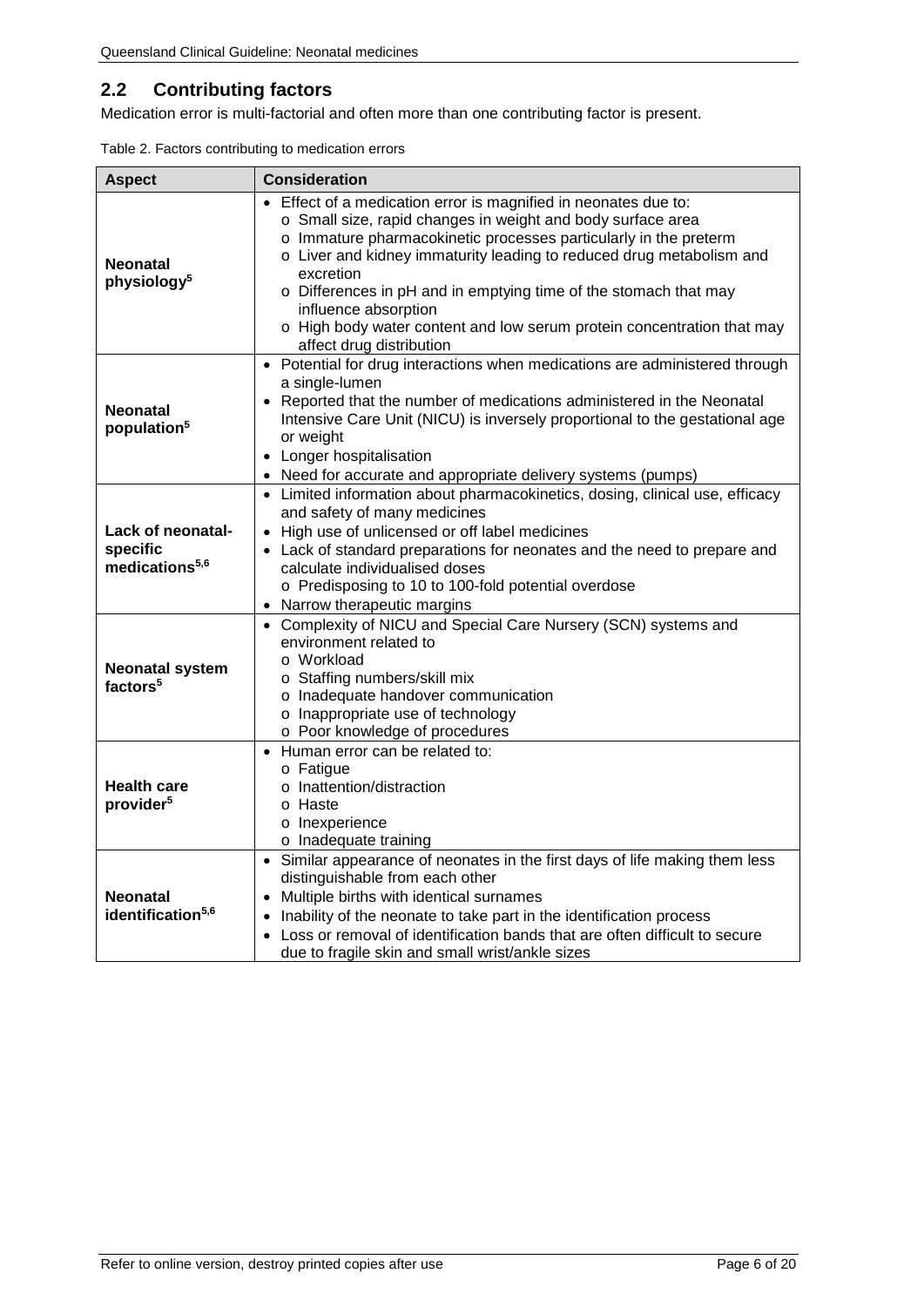## 2.2 Contributing factors

Medication error is multi-factorial and often more than one contributing factor is present.

Table 2. Factors contributing to medication errors

| Aspect | Consideration |
|---|---|
| **Neonatal physiology**[5] | • Effect of a medication error is magnified in neonates due to:<br>o Small size, rapid changes in weight and body surface area<br>o Immature pharmacokinetic processes particularly in the preterm<br>o Liver and kidney immaturity leading to reduced drug metabolism and excretion<br>o Differences in pH and in emptying time of the stomach that may influence absorption<br>o High body water content and low serum protein concentration that may affect drug distribution |
| **Neonatal population**[5] | • Potential for drug interactions when medications are administered through a single-lumen<br>• Reported that the number of medications administered in the Neonatal Intensive Care Unit (NICU) is inversely proportional to the gestational age or weight<br>• Longer hospitalisation<br>• Need for accurate and appropriate delivery systems (pumps) |
| **Lack of neonatal-specific medications**[5,6] | • Limited information about pharmacokinetics, dosing, clinical use, efficacy and safety of many medicines<br>• High use of unlicensed or off label medicines<br>• Lack of standard preparations for neonates and the need to prepare and calculate individualised doses<br>o Predisposing to 10 to 100-fold potential overdose<br>• Narrow therapeutic margins |
| **Neonatal system factors**[5] | • Complexity of NICU and Special Care Nursery (SCN) systems and environment related to<br>o Workload<br>o Staffing numbers/skill mix<br>o Inadequate handover communication<br>o Inappropriate use of technology<br>o Poor knowledge of procedures |
| **Health care provider**[5] | • Human error can be related to:<br>o Fatigue<br>o Inattention/distraction<br>o Haste<br>o Inexperience<br>o Inadequate training |
| **Neonatal identification**[5,6] | • Similar appearance of neonates in the first days of life making them less distinguishable from each other<br>• Multiple births with identical surnames<br>• Inability of the neonate to take part in the identification process<br>• Loss or removal of identification bands that are often difficult to secure due to fragile skin and small wrist/ankle sizes |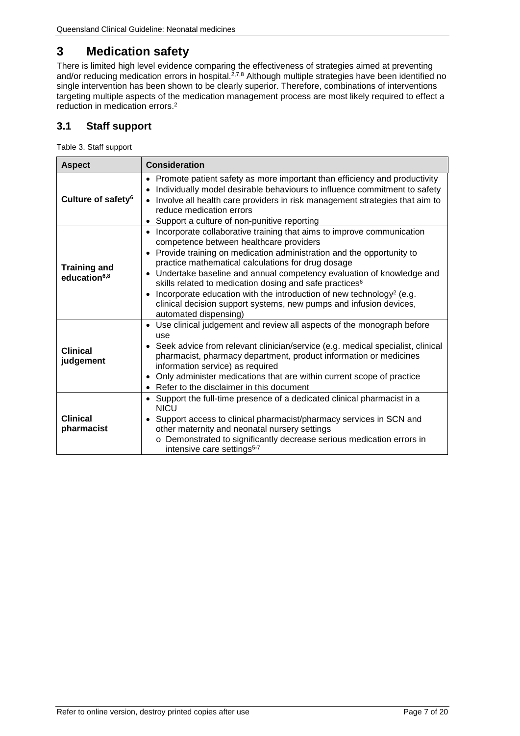# 3 Medication safety

There is limited high level evidence comparing the effectiveness of strategies aimed at preventing and/or reducing medication errors in hospital.[2,7,8] Although multiple strategies have been identified no single intervention has been shown to be clearly superior. Therefore, combinations of interventions targeting multiple aspects of the medication management process are most likely required to effect a reduction in medication errors.[2]

## 3.1 Staff support

Table 3. Staff support

| Aspect | Consideration |
|---|---|
| **Culture of safety**[6] | • Promote patient safety as more important than efficiency and productivity<br>• Individually model desirable behaviours to influence commitment to safety<br>• Involve all health care providers in risk management strategies that aim to reduce medication errors<br>• Support a culture of non-punitive reporting |
| **Training and education**[6,8] | • Incorporate collaborative training that aims to improve communication competence between healthcare providers<br>• Provide training on medication administration and the opportunity to practice mathematical calculations for drug dosage<br>• Undertake baseline and annual competency evaluation of knowledge and skills related to medication dosing and safe practices[6]<br>• Incorporate education with the introduction of new technology[2] (e.g. clinical decision support systems, new pumps and infusion devices, automated dispensing) |
| **Clinical judgement** | • Use clinical judgement and review all aspects of the monograph before use<br>• Seek advice from relevant clinician/service (e.g. medical specialist, clinical pharmacist, pharmacy department, product information or medicines information service) as required<br>• Only administer medications that are within current scope of practice<br>• Refer to the disclaimer in this document |
| **Clinical pharmacist** | • Support the full-time presence of a dedicated clinical pharmacist in a NICU<br>• Support access to clinical pharmacist/pharmacy services in SCN and other maternity and neonatal nursery settings<br>&nbsp;&nbsp;&nbsp;&nbsp;o Demonstrated to significantly decrease serious medication errors in intensive care settings[5-7] |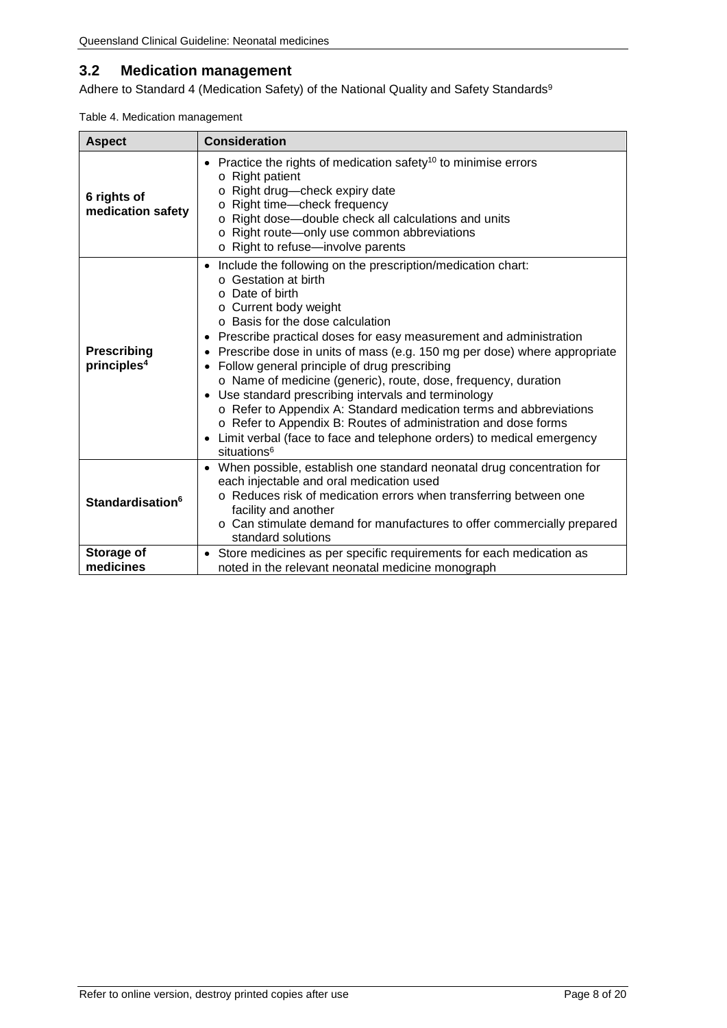## 3.2 Medication management

Adhere to Standard 4 (Medication Safety) of the National Quality and Safety Standards[9]

Table 4. Medication management

| Aspect | Consideration |
|---|---|
| **6 rights of medication safety** | • Practice the rights of medication safety[10] to minimise errors<br>o Right patient<br>o Right drug—check expiry date<br>o Right time—check frequency<br>o Right dose—double check all calculations and units<br>o Right route—only use common abbreviations<br>o Right to refuse—involve parents |
| **Prescribing principles[4]** | • Include the following on the prescription/medication chart:<br>o Gestation at birth<br>o Date of birth<br>o Current body weight<br>o Basis for the dose calculation<br>• Prescribe practical doses for easy measurement and administration<br>• Prescribe dose in units of mass (e.g. 150 mg per dose) where appropriate<br>• Follow general principle of drug prescribing<br>o Name of medicine (generic), route, dose, frequency, duration<br>• Use standard prescribing intervals and terminology<br>o Refer to Appendix A: Standard medication terms and abbreviations<br>o Refer to Appendix B: Routes of administration and dose forms<br>• Limit verbal (face to face and telephone orders) to medical emergency situations[6] |
| **Standardisation[6]** | • When possible, establish one standard neonatal drug concentration for each injectable and oral medication used<br>o Reduces risk of medication errors when transferring between one facility and another<br>o Can stimulate demand for manufactures to offer commercially prepared standard solutions |
| **Storage of medicines** | • Store medicines as per specific requirements for each medication as noted in the relevant neonatal medicine monograph |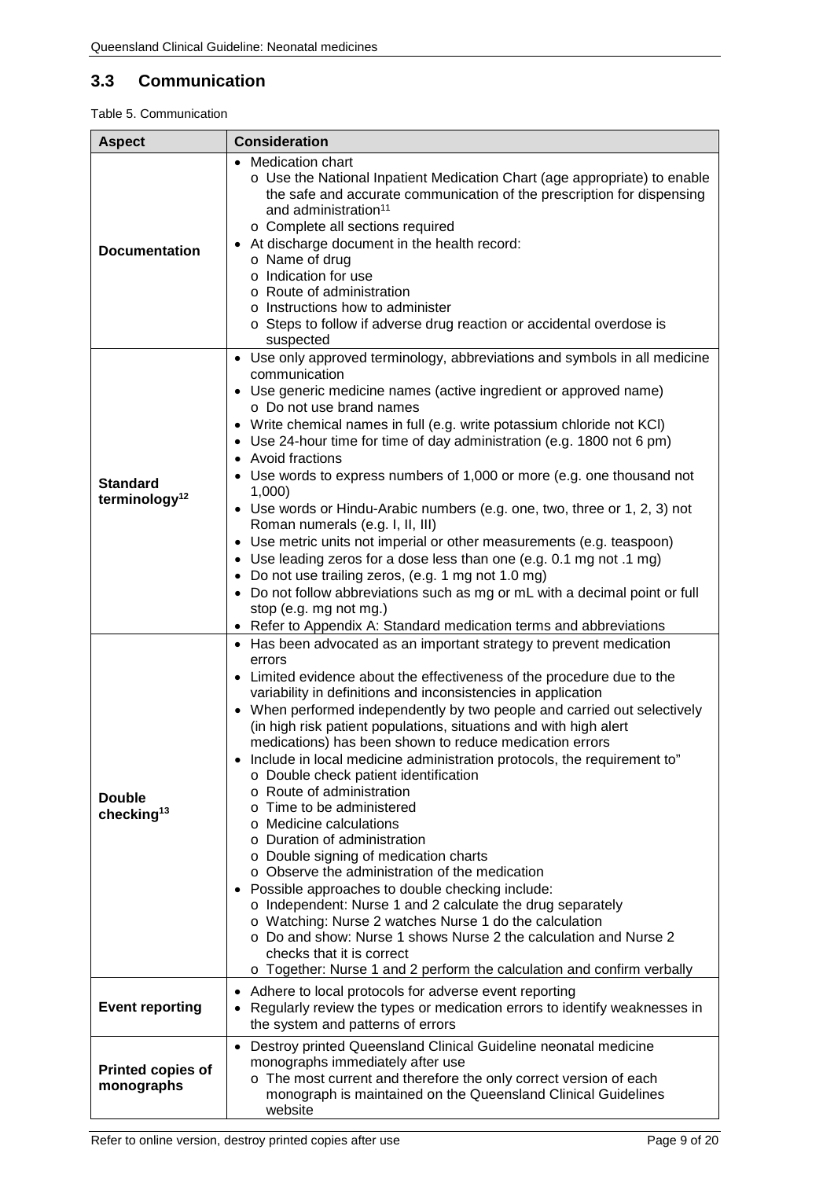## 3.3 Communication

Table 5. Communication

| Aspect | Consideration |
|---|---|
| **Documentation** | • Medication chart<br>o Use the National Inpatient Medication Chart (age appropriate) to enable the safe and accurate communication of the prescription for dispensing and administration[11]<br>o Complete all sections required<br>• At discharge document in the health record:<br>o Name of drug<br>o Indication for use<br>o Route of administration<br>o Instructions how to administer<br>o Steps to follow if adverse drug reaction or accidental overdose is suspected |
| **Standard terminology[12]** | • Use only approved terminology, abbreviations and symbols in all medicine communication<br>• Use generic medicine names (active ingredient or approved name)<br>o Do not use brand names<br>• Write chemical names in full (e.g. write potassium chloride not KCl)<br>• Use 24-hour time for time of day administration (e.g. 1800 not 6 pm)<br>• Avoid fractions<br>• Use words to express numbers of 1,000 or more (e.g. one thousand not 1,000)<br>• Use words or Hindu-Arabic numbers (e.g. one, two, three or 1, 2, 3) not Roman numerals (e.g. I, II, III)<br>• Use metric units not imperial or other measurements (e.g. teaspoon)<br>• Use leading zeros for a dose less than one (e.g. 0.1 mg not .1 mg)<br>• Do not use trailing zeros, (e.g. 1 mg not 1.0 mg)<br>• Do not follow abbreviations such as mg or mL with a decimal point or full stop (e.g. mg not mg.)<br>• Refer to Appendix A: Standard medication terms and abbreviations |
| **Double checking[13]** | • Has been advocated as an important strategy to prevent medication errors<br>• Limited evidence about the effectiveness of the procedure due to the variability in definitions and inconsistencies in application<br>• When performed independently by two people and carried out selectively (in high risk patient populations, situations and with high alert medications) has been shown to reduce medication errors<br>• Include in local medicine administration protocols, the requirement to"<br>o Double check patient identification<br>o Route of administration<br>o Time to be administered<br>o Medicine calculations<br>o Duration of administration<br>o Double signing of medication charts<br>o Observe the administration of the medication<br>• Possible approaches to double checking include:<br>o Independent: Nurse 1 and 2 calculate the drug separately<br>o Watching: Nurse 2 watches Nurse 1 do the calculation<br>o Do and show: Nurse 1 shows Nurse 2 the calculation and Nurse 2 checks that it is correct<br>o Together: Nurse 1 and 2 perform the calculation and confirm verbally |
| **Event reporting** | • Adhere to local protocols for adverse event reporting<br>• Regularly review the types or medication errors to identify weaknesses in the system and patterns of errors |
| **Printed copies of monographs** | • Destroy printed Queensland Clinical Guideline neonatal medicine monographs immediately after use<br>o The most current and therefore the only correct version of each monograph is maintained on the Queensland Clinical Guidelines website |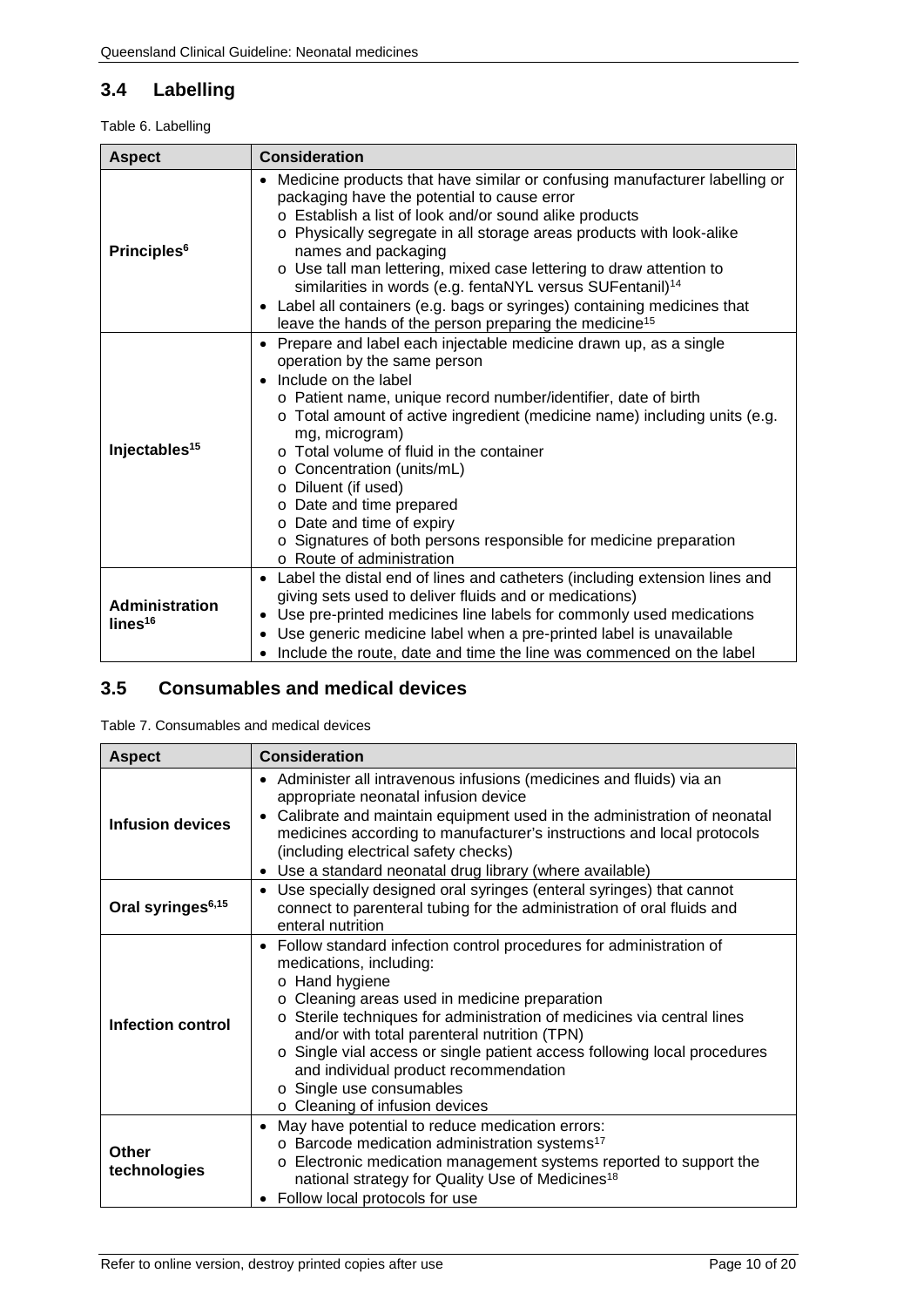## 3.4 Labelling

Table 6. Labelling

| Aspect | Consideration |
|---|---|
| **Principles[6]** | • Medicine products that have similar or confusing manufacturer labelling or packaging have the potential to cause error<br>o Establish a list of look and/or sound alike products<br>o Physically segregate in all storage areas products with look-alike names and packaging<br>o Use tall man lettering, mixed case lettering to draw attention to similarities in words (e.g. fentaNYL versus SUFentanil)[14]<br>• Label all containers (e.g. bags or syringes) containing medicines that leave the hands of the person preparing the medicine[15] |
| **Injectables[15]** | • Prepare and label each injectable medicine drawn up, as a single operation by the same person<br>• Include on the label<br>o Patient name, unique record number/identifier, date of birth<br>o Total amount of active ingredient (medicine name) including units (e.g. mg, microgram)<br>o Total volume of fluid in the container<br>o Concentration (units/mL)<br>o Diluent (if used)<br>o Date and time prepared<br>o Date and time of expiry<br>o Signatures of both persons responsible for medicine preparation<br>o Route of administration |
| **Administration lines[16]** | • Label the distal end of lines and catheters (including extension lines and giving sets used to deliver fluids and or medications)<br>• Use pre-printed medicines line labels for commonly used medications<br>• Use generic medicine label when a pre-printed label is unavailable<br>• Include the route, date and time the line was commenced on the label |

## 3.5 Consumables and medical devices

Table 7. Consumables and medical devices

| Aspect | Consideration |
|---|---|
| **Infusion devices** | • Administer all intravenous infusions (medicines and fluids) via an appropriate neonatal infusion device<br>• Calibrate and maintain equipment used in the administration of neonatal medicines according to manufacturer's instructions and local protocols (including electrical safety checks)<br>• Use a standard neonatal drug library (where available) |
| **Oral syringes[6,15]** | • Use specially designed oral syringes (enteral syringes) that cannot connect to parenteral tubing for the administration of oral fluids and enteral nutrition |
| **Infection control** | • Follow standard infection control procedures for administration of medications, including:<br>o Hand hygiene<br>o Cleaning areas used in medicine preparation<br>o Sterile techniques for administration of medicines via central lines and/or with total parenteral nutrition (TPN)<br>o Single vial access or single patient access following local procedures and individual product recommendation<br>o Single use consumables<br>o Cleaning of infusion devices |
| **Other technologies** | • May have potential to reduce medication errors:<br>o Barcode medication administration systems[17]<br>o Electronic medication management systems reported to support the national strategy for Quality Use of Medicines[18]<br>• Follow local protocols for use |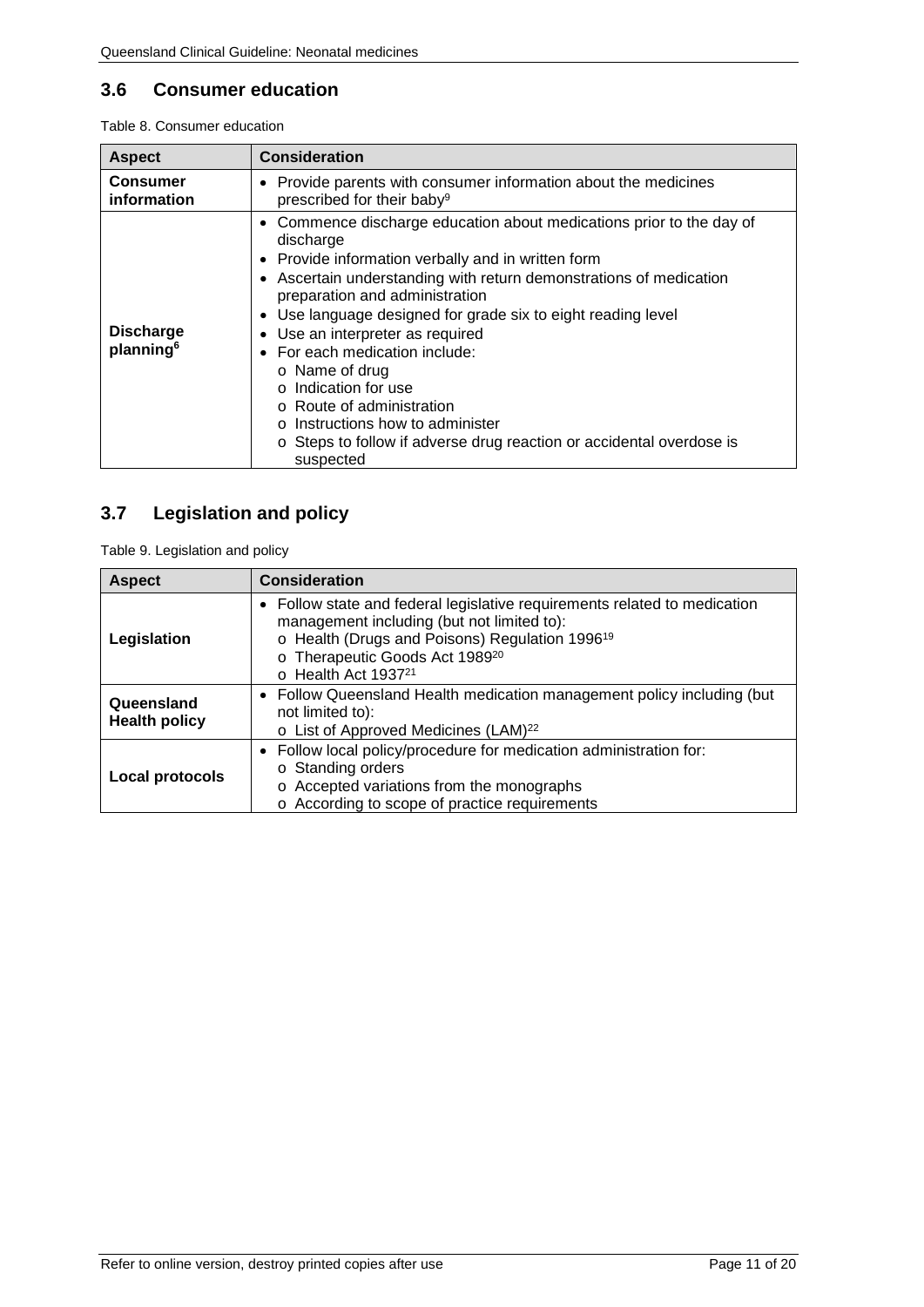## 3.6 Consumer education

Table 8. Consumer education

| Aspect | Consideration |
|---|---|
| **Consumer information** | • Provide parents with consumer information about the medicines prescribed for their baby[9] |
| **Discharge planning[6]** | • Commence discharge education about medications prior to the day of discharge<br>• Provide information verbally and in written form<br>• Ascertain understanding with return demonstrations of medication preparation and administration<br>• Use language designed for grade six to eight reading level<br>• Use an interpreter as required<br>• For each medication include:<br>o Name of drug<br>o Indication for use<br>o Route of administration<br>o Instructions how to administer<br>o Steps to follow if adverse drug reaction or accidental overdose is suspected |

## 3.7 Legislation and policy

Table 9. Legislation and policy

| Aspect | Consideration |
|---|---|
| **Legislation** | • Follow state and federal legislative requirements related to medication management including (but not limited to):<br>o Health (Drugs and Poisons) Regulation 1996[19]<br>o Therapeutic Goods Act 1989[20]<br>o Health Act 1937[21] |
| **Queensland Health policy** | • Follow Queensland Health medication management policy including (but not limited to):<br>o List of Approved Medicines (LAM)[22] |
| **Local protocols** | • Follow local policy/procedure for medication administration for:<br>o Standing orders<br>o Accepted variations from the monographs<br>o According to scope of practice requirements |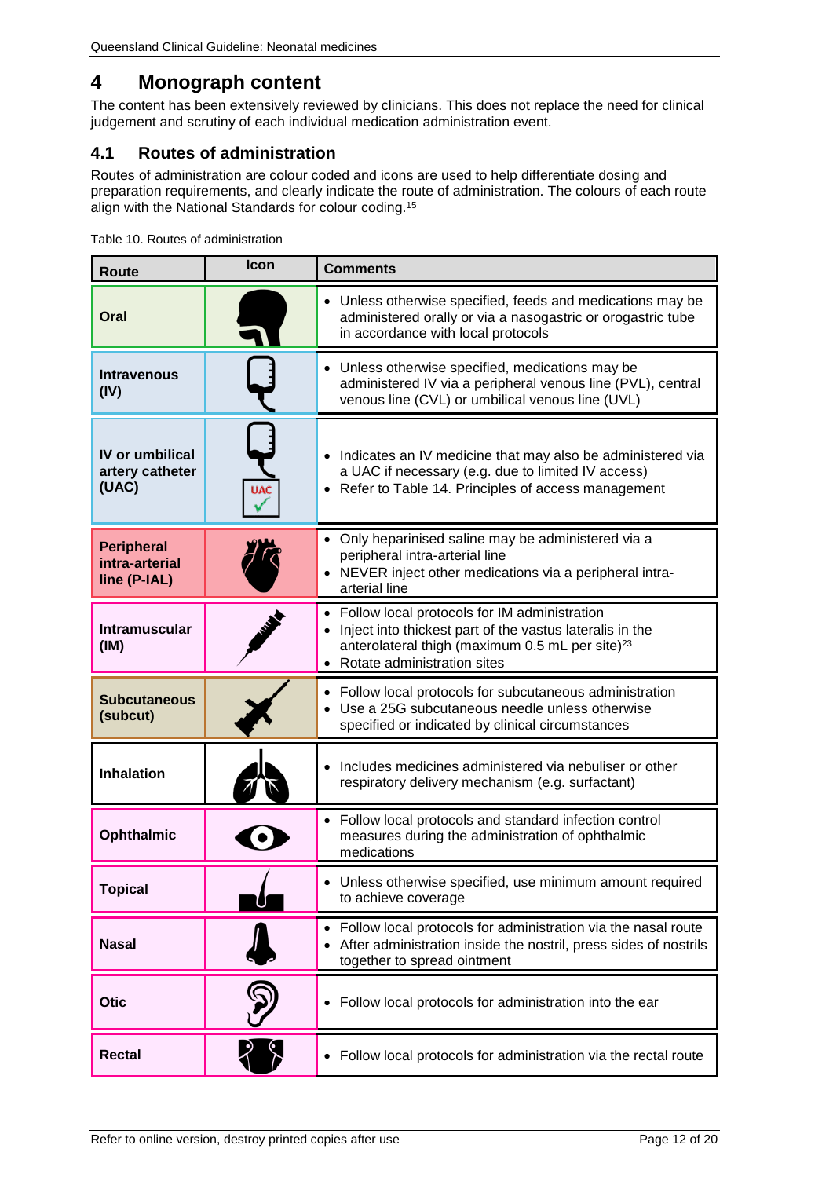# 4 Monograph content

The content has been extensively reviewed by clinicians. This does not replace the need for clinical judgement and scrutiny of each individual medication administration event.

## 4.1 Routes of administration

Routes of administration are colour coded and icons are used to help differentiate dosing and preparation requirements, and clearly indicate the route of administration. The colours of each route align with the National Standards for colour coding.[15]

Table 10. Routes of administration

| Route | Icon | Comments |
|---|---|---|
| **Oral** | | • Unless otherwise specified, feeds and medications may be administered orally or via a nasogastric or orogastric tube in accordance with local protocols |
| **Intravenous (IV)** | | • Unless otherwise specified, medications may be administered IV via a peripheral venous line (PVL), central venous line (CVL) or umbilical venous line (UVL) |
| **IV or umbilical artery catheter (UAC)** | UAC ✓ | • Indicates an IV medicine that may also be administered via a UAC if necessary (e.g. due to limited IV access)<br>• Refer to Table 14. Principles of access management |
| **Peripheral intra-arterial line (P-IAL)** | | • Only heparinised saline may be administered via a peripheral intra-arterial line<br>• NEVER inject other medications via a peripheral intra-arterial line |
| **Intramuscular (IM)** | | • Follow local protocols for IM administration<br>• Inject into thickest part of the vastus lateralis in the anterolateral thigh (maximum 0.5 mL per site)[23]<br>• Rotate administration sites |
| **Subcutaneous (subcut)** | | • Follow local protocols for subcutaneous administration<br>• Use a 25G subcutaneous needle unless otherwise specified or indicated by clinical circumstances |
| **Inhalation** | | • Includes medicines administered via nebuliser or other respiratory delivery mechanism (e.g. surfactant) |
| **Ophthalmic** | | • Follow local protocols and standard infection control measures during the administration of ophthalmic medications |
| **Topical** | | • Unless otherwise specified, use minimum amount required to achieve coverage |
| **Nasal** | | • Follow local protocols for administration via the nasal route<br>• After administration inside the nostril, press sides of nostrils together to spread ointment |
| **Otic** | | • Follow local protocols for administration into the ear |
| **Rectal** | | • Follow local protocols for administration via the rectal route |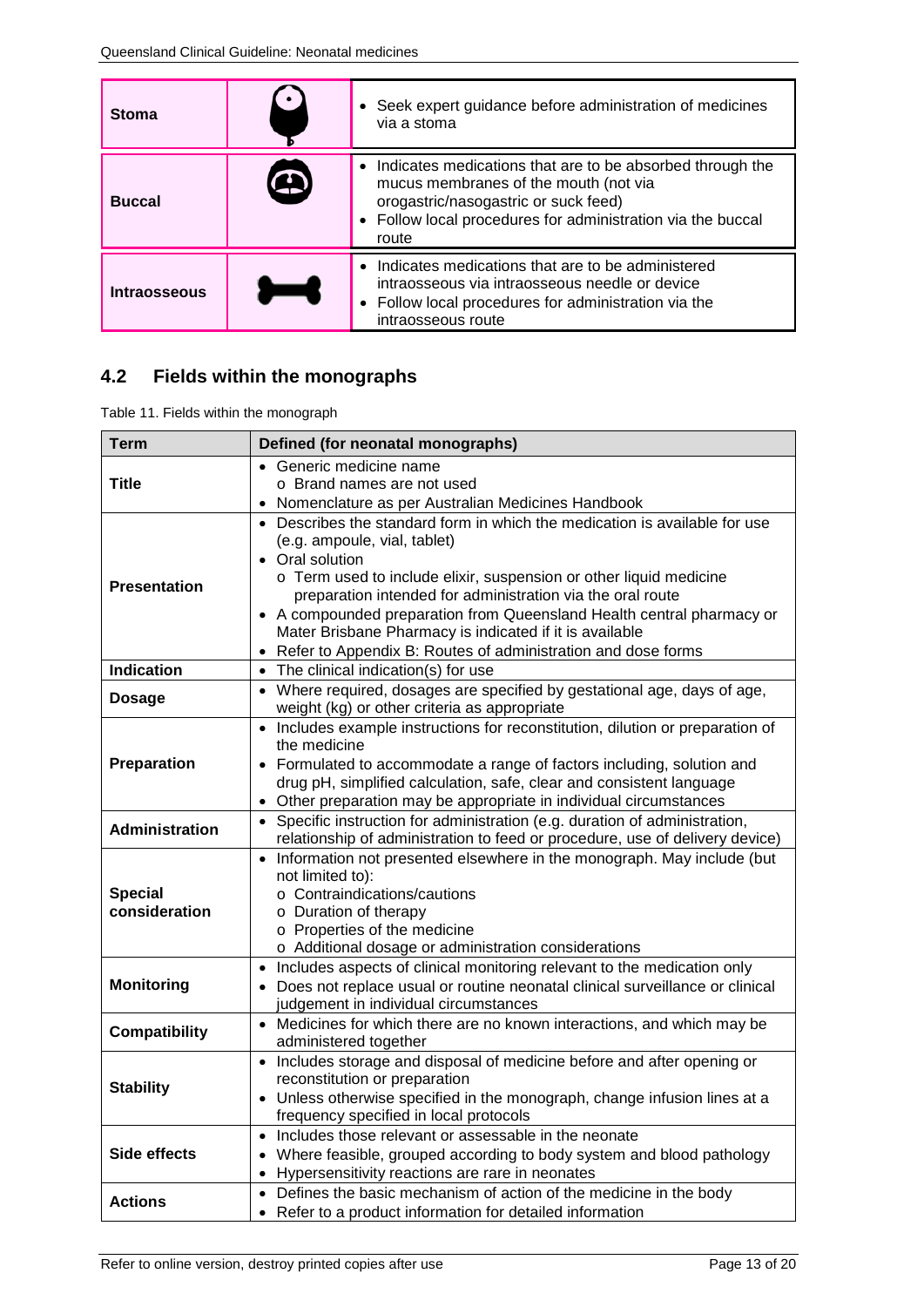| Stoma | | • Seek expert guidance before administration of medicines via a stoma |
|---|---|---|
| **Buccal** | | • Indicates medications that are to be absorbed through the mucus membranes of the mouth (not via orogastric/nasogastric or suck feed)<br>• Follow local procedures for administration via the buccal route |
| **Intraosseous** | | • Indicates medications that are to be administered intraosseous via intraosseous needle or device<br>• Follow local procedures for administration via the intraosseous route |

## 4.2 Fields within the monographs

Table 11. Fields within the monograph

| Term | Defined (for neonatal monographs) |
|---|---|
| **Title** | • Generic medicine name<br>o Brand names are not used<br>• Nomenclature as per Australian Medicines Handbook |
| **Presentation** | • Describes the standard form in which the medication is available for use (e.g. ampoule, vial, tablet)<br>• Oral solution<br>o Term used to include elixir, suspension or other liquid medicine preparation intended for administration via the oral route<br>• A compounded preparation from Queensland Health central pharmacy or Mater Brisbane Pharmacy is indicated if it is available<br>• Refer to Appendix B: Routes of administration and dose forms |
| **Indication** | • The clinical indication(s) for use |
| **Dosage** | • Where required, dosages are specified by gestational age, days of age, weight (kg) or other criteria as appropriate |
| **Preparation** | • Includes example instructions for reconstitution, dilution or preparation of the medicine<br>• Formulated to accommodate a range of factors including, solution and drug pH, simplified calculation, safe, clear and consistent language<br>• Other preparation may be appropriate in individual circumstances |
| **Administration** | • Specific instruction for administration (e.g. duration of administration, relationship of administration to feed or procedure, use of delivery device) |
| **Special consideration** | • Information not presented elsewhere in the monograph. May include (but not limited to):<br>o Contraindications/cautions<br>o Duration of therapy<br>o Properties of the medicine<br>o Additional dosage or administration considerations |
| **Monitoring** | • Includes aspects of clinical monitoring relevant to the medication only<br>• Does not replace usual or routine neonatal clinical surveillance or clinical judgement in individual circumstances |
| **Compatibility** | • Medicines for which there are no known interactions, and which may be administered together |
| **Stability** | • Includes storage and disposal of medicine before and after opening or reconstitution or preparation<br>• Unless otherwise specified in the monograph, change infusion lines at a frequency specified in local protocols |
| **Side effects** | • Includes those relevant or assessable in the neonate<br>• Where feasible, grouped according to body system and blood pathology<br>• Hypersensitivity reactions are rare in neonates |
| **Actions** | • Defines the basic mechanism of action of the medicine in the body<br>• Refer to a product information for detailed information |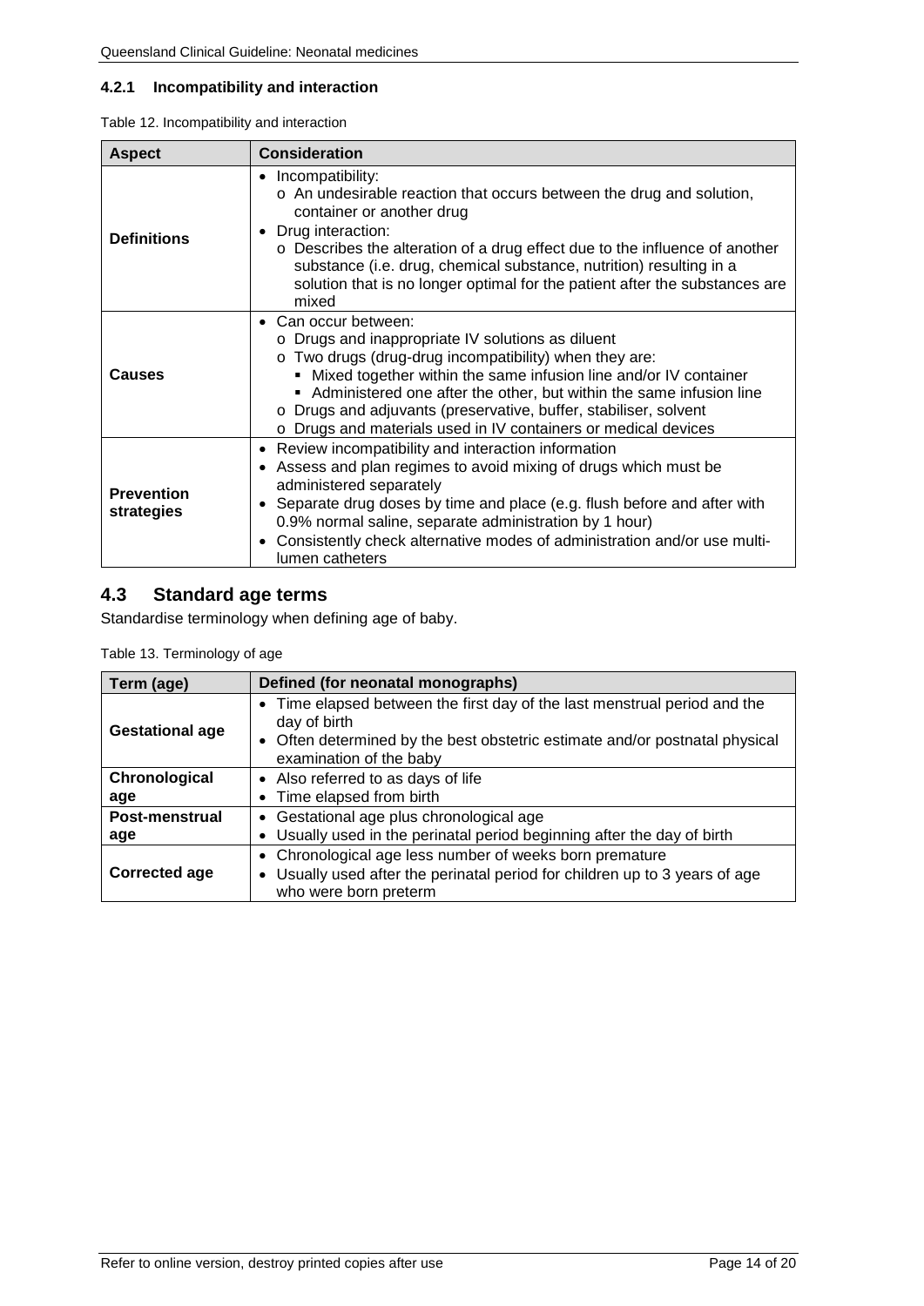### 4.2.1 Incompatibility and interaction

Table 12. Incompatibility and interaction

| Aspect | Consideration |
|---|---|
| **Definitions** | • Incompatibility:<br>o An undesirable reaction that occurs between the drug and solution, container or another drug<br>• Drug interaction:<br>o Describes the alteration of a drug effect due to the influence of another substance (i.e. drug, chemical substance, nutrition) resulting in a solution that is no longer optimal for the patient after the substances are mixed |
| **Causes** | • Can occur between:<br>o Drugs and inappropriate IV solutions as diluent<br>o Two drugs (drug-drug incompatibility) when they are:<br>▪ Mixed together within the same infusion line and/or IV container<br>▪ Administered one after the other, but within the same infusion line<br>o Drugs and adjuvants (preservative, buffer, stabiliser, solvent<br>o Drugs and materials used in IV containers or medical devices |
| **Prevention strategies** | • Review incompatibility and interaction information<br>• Assess and plan regimes to avoid mixing of drugs which must be administered separately<br>• Separate drug doses by time and place (e.g. flush before and after with 0.9% normal saline, separate administration by 1 hour)<br>• Consistently check alternative modes of administration and/or use multi-lumen catheters |

## 4.3 Standard age terms

Standardise terminology when defining age of baby.

Table 13. Terminology of age

| Term (age) | Defined (for neonatal monographs) |
|---|---|
| **Gestational age** | • Time elapsed between the first day of the last menstrual period and the day of birth<br>• Often determined by the best obstetric estimate and/or postnatal physical examination of the baby |
| **Chronological age** | • Also referred to as days of life<br>• Time elapsed from birth |
| **Post-menstrual age** | • Gestational age plus chronological age<br>• Usually used in the perinatal period beginning after the day of birth |
| **Corrected age** | • Chronological age less number of weeks born premature<br>• Usually used after the perinatal period for children up to 3 years of age who were born preterm |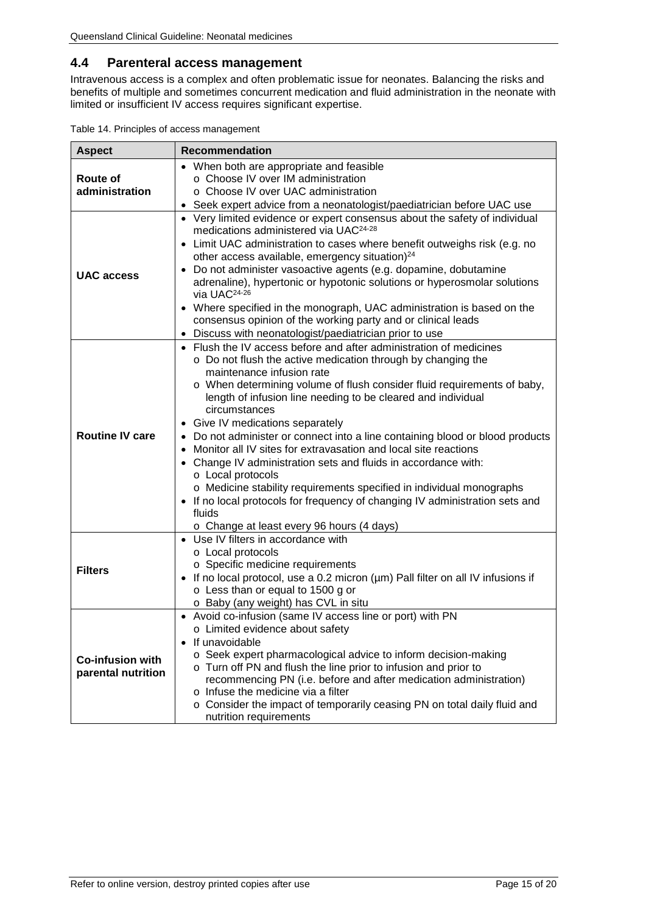## 4.4 Parenteral access management

Intravenous access is a complex and often problematic issue for neonates. Balancing the risks and benefits of multiple and sometimes concurrent medication and fluid administration in the neonate with limited or insufficient IV access requires significant expertise.

Table 14. Principles of access management

| Aspect | Recommendation |
|---|---|
| **Route of administration** | • When both are appropriate and feasible<br>  o Choose IV over IM administration<br>  o Choose IV over UAC administration<br>• Seek expert advice from a neonatologist/paediatrician before UAC use |
| **UAC access** | • Very limited evidence or expert consensus about the safety of individual medications administered via UAC[24-28]<br>• Limit UAC administration to cases where benefit outweighs risk (e.g. no other access available, emergency situation)[24]<br>• Do not administer vasoactive agents (e.g. dopamine, dobutamine adrenaline), hypertonic or hypotonic solutions or hyperosmolar solutions via UAC[24-26]<br>• Where specified in the monograph, UAC administration is based on the consensus opinion of the working party and or clinical leads<br>• Discuss with neonatologist/paediatrician prior to use |
| **Routine IV care** | • Flush the IV access before and after administration of medicines<br>  o Do not flush the active medication through by changing the maintenance infusion rate<br>  o When determining volume of flush consider fluid requirements of baby, length of infusion line needing to be cleared and individual circumstances<br>• Give IV medications separately<br>• Do not administer or connect into a line containing blood or blood products<br>• Monitor all IV sites for extravasation and local site reactions<br>• Change IV administration sets and fluids in accordance with:<br>  o Local protocols<br>  o Medicine stability requirements specified in individual monographs<br>• If no local protocols for frequency of changing IV administration sets and fluids<br>  o Change at least every 96 hours (4 days) |
| **Filters** | • Use IV filters in accordance with<br>  o Local protocols<br>  o Specific medicine requirements<br>• If no local protocol, use a 0.2 micron (µm) Pall filter on all IV infusions if<br>  o Less than or equal to 1500 g or<br>  o Baby (any weight) has CVL in situ |
| **Co-infusion with parental nutrition** | • Avoid co-infusion (same IV access line or port) with PN<br>  o Limited evidence about safety<br>• If unavoidable<br>  o Seek expert pharmacological advice to inform decision-making<br>  o Turn off PN and flush the line prior to infusion and prior to recommencing PN (i.e. before and after medication administration)<br>  o Infuse the medicine via a filter<br>  o Consider the impact of temporarily ceasing PN on total daily fluid and nutrition requirements |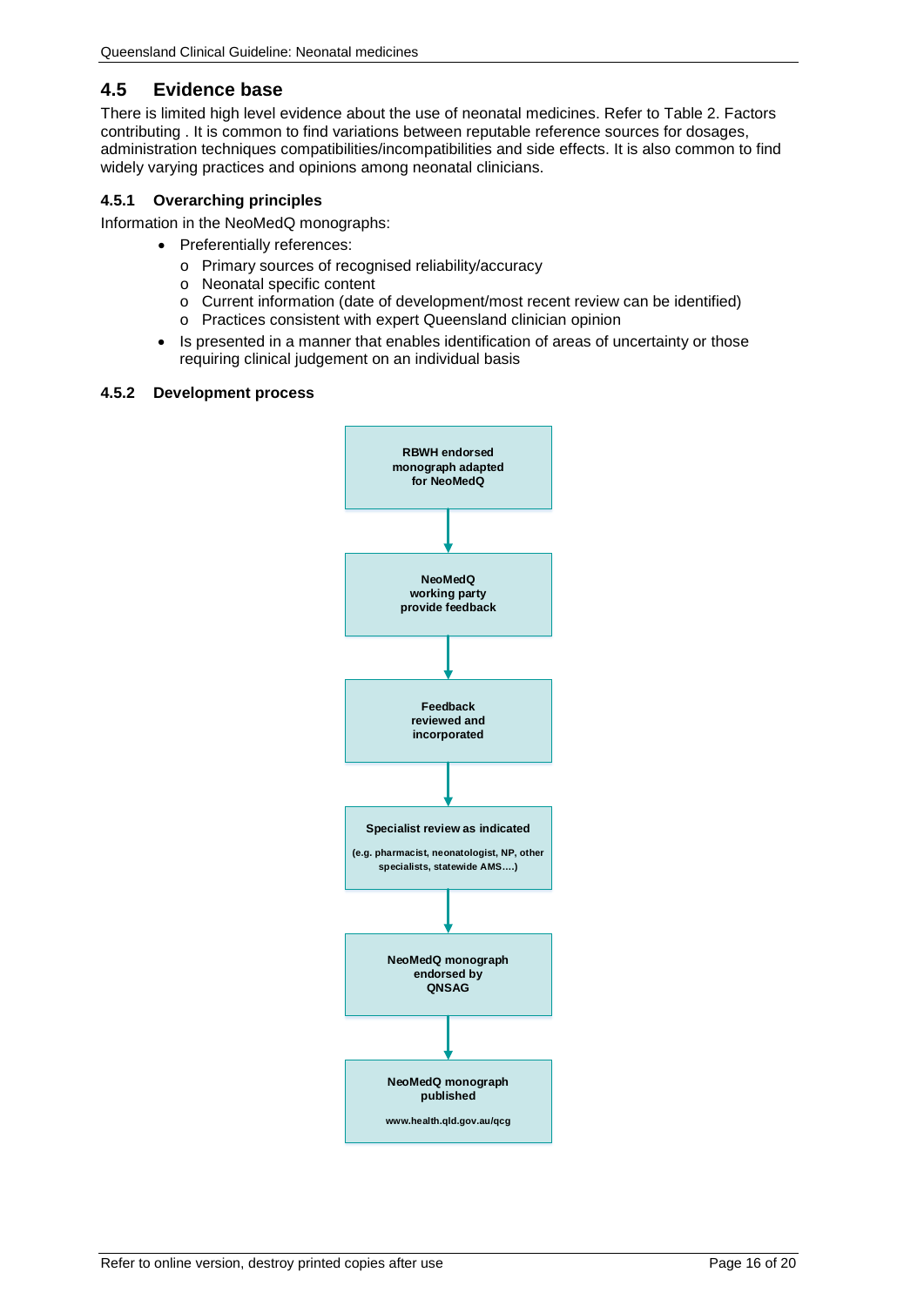## 4.5 Evidence base

There is limited high level evidence about the use of neonatal medicines. Refer to Table 2. Factors contributing . It is common to find variations between reputable reference sources for dosages, administration techniques compatibilities/incompatibilities and side effects. It is also common to find widely varying practices and opinions among neonatal clinicians.

### 4.5.1 Overarching principles

Information in the NeoMedQ monographs:

- Preferentially references:
  - Primary sources of recognised reliability/accuracy
  - Neonatal specific content
  - Current information (date of development/most recent review can be identified)
  - Practices consistent with expert Queensland clinician opinion
- Is presented in a manner that enables identification of areas of uncertainty or those requiring clinical judgement on an individual basis

### 4.5.2 Development process

**RBWH endorsed monograph adapted for NeoMedQ**

↓

**NeoMedQ working party provide feedback**

↓

**Feedback reviewed and incorporated**

↓

**Specialist review as indicated**

**(e.g. pharmacist, neonatologist, NP, other specialists, statewide AMS….)**

↓

**NeoMedQ monograph endorsed by QNSAG**

↓

**NeoMedQ monograph published**

**www.health.qld.gov.au/qcg**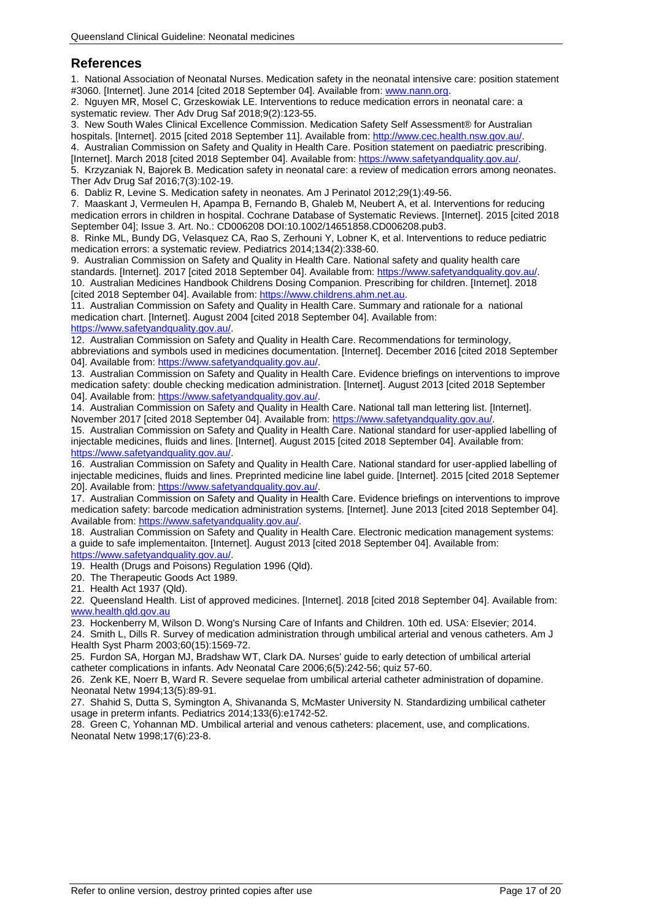## References

1. National Association of Neonatal Nurses. Medication safety in the neonatal intensive care: position statement #3060. [Internet]. June 2014 [cited 2018 September 04]. Available from: www.nann.org.
2. Nguyen MR, Mosel C, Grzeskowiak LE. Interventions to reduce medication errors in neonatal care: a systematic review. Ther Adv Drug Saf 2018;9(2):123-55.
3. New South Wales Clinical Excellence Commission. Medication Safety Self Assessment® for Australian hospitals. [Internet]. 2015 [cited 2018 September 11]. Available from: http://www.cec.health.nsw.gov.au/.
4. Australian Commission on Safety and Quality in Health Care. Position statement on paediatric prescribing. [Internet]. March 2018 [cited 2018 September 04]. Available from: https://www.safetyandquality.gov.au/.
5. Krzyzaniak N, Bajorek B. Medication safety in neonatal care: a review of medication errors among neonates. Ther Adv Drug Saf 2016;7(3):102-19.
6. Dabliz R, Levine S. Medication safety in neonates. Am J Perinatol 2012;29(1):49-56.
7. Maaskant J, Vermeulen H, Apampa B, Fernando B, Ghaleb M, Neubert A, et al. Interventions for reducing medication errors in children in hospital. Cochrane Database of Systematic Reviews. [Internet]. 2015 [cited 2018 September 04]; Issue 3. Art. No.: CD006208 DOI:10.1002/14651858.CD006208.pub3.
8. Rinke ML, Bundy DG, Velasquez CA, Rao S, Zerhouni Y, Lobner K, et al. Interventions to reduce pediatric medication errors: a systematic review. Pediatrics 2014;134(2):338-60.
9. Australian Commission on Safety and Quality in Health Care. National safety and quality health care standards. [Internet]. 2017 [cited 2018 September 04]. Available from: https://www.safetyandquality.gov.au/.
10. Australian Medicines Handbook Childrens Dosing Companion. Prescribing for children. [Internet]. 2018 [cited 2018 September 04]. Available from: https://www.childrens.ahm.net.au.
11. Australian Commission on Safety and Quality in Health Care. Summary and rationale for a national medication chart. [Internet]. August 2004 [cited 2018 September 04]. Available from: https://www.safetyandquality.gov.au/.
12. Australian Commission on Safety and Quality in Health Care. Recommendations for terminology, abbreviations and symbols used in medicines documentation. [Internet]. December 2016 [cited 2018 September 04]. Available from: https://www.safetyandquality.gov.au/.
13. Australian Commission on Safety and Quality in Health Care. Evidence briefings on interventions to improve medication safety: double checking medication administration. [Internet]. August 2013 [cited 2018 September 04]. Available from: https://www.safetyandquality.gov.au/.
14. Australian Commission on Safety and Quality in Health Care. National tall man lettering list. [Internet]. November 2017 [cited 2018 September 04]. Available from: https://www.safetyandquality.gov.au/.
15. Australian Commission on Safety and Quality in Health Care. National standard for user-applied labelling of injectable medicines, fluids and lines. [Internet]. August 2015 [cited 2018 September 04]. Available from: https://www.safetyandquality.gov.au/.
16. Australian Commission on Safety and Quality in Health Care. National standard for user-applied labelling of injectable medicines, fluids and lines. Preprinted medicine line label guide. [Internet]. 2015 [cited 2018 Septemer 20]. Available from: https://www.safetyandquality.gov.au/.
17. Australian Commission on Safety and Quality in Health Care. Evidence briefings on interventions to improve medication safety: barcode medication administration systems. [Internet]. June 2013 [cited 2018 September 04]. Available from: https://www.safetyandquality.gov.au/.
18. Australian Commission on Safety and Quality in Health Care. Electronic medication management systems: a guide to safe implementaiton. [Internet]. August 2013 [cited 2018 September 04]. Available from: https://www.safetyandquality.gov.au/.
19. Health (Drugs and Poisons) Regulation 1996 (Qld).
20. The Therapeutic Goods Act 1989.
21. Health Act 1937 (Qld).
22. Queensland Health. List of approved medicines. [Internet]. 2018 [cited 2018 September 04]. Available from: www.health.qld.gov.au
23. Hockenberry M, Wilson D. Wong's Nursing Care of Infants and Children. 10th ed. USA: Elsevier; 2014.
24. Smith L, Dills R. Survey of medication administration through umbilical arterial and venous catheters. Am J Health Syst Pharm 2003;60(15):1569-72.
25. Furdon SA, Horgan MJ, Bradshaw WT, Clark DA. Nurses' guide to early detection of umbilical arterial catheter complications in infants. Adv Neonatal Care 2006;6(5):242-56; quiz 57-60.
26. Zenk KE, Noerr B, Ward R. Severe sequelae from umbilical arterial catheter administration of dopamine. Neonatal Netw 1994;13(5):89-91.
27. Shahid S, Dutta S, Symington A, Shivananda S, McMaster University N. Standardizing umbilical catheter usage in preterm infants. Pediatrics 2014;133(6):e1742-52.
28. Green C, Yohannan MD. Umbilical arterial and venous catheters: placement, use, and complications. Neonatal Netw 1998;17(6):23-8.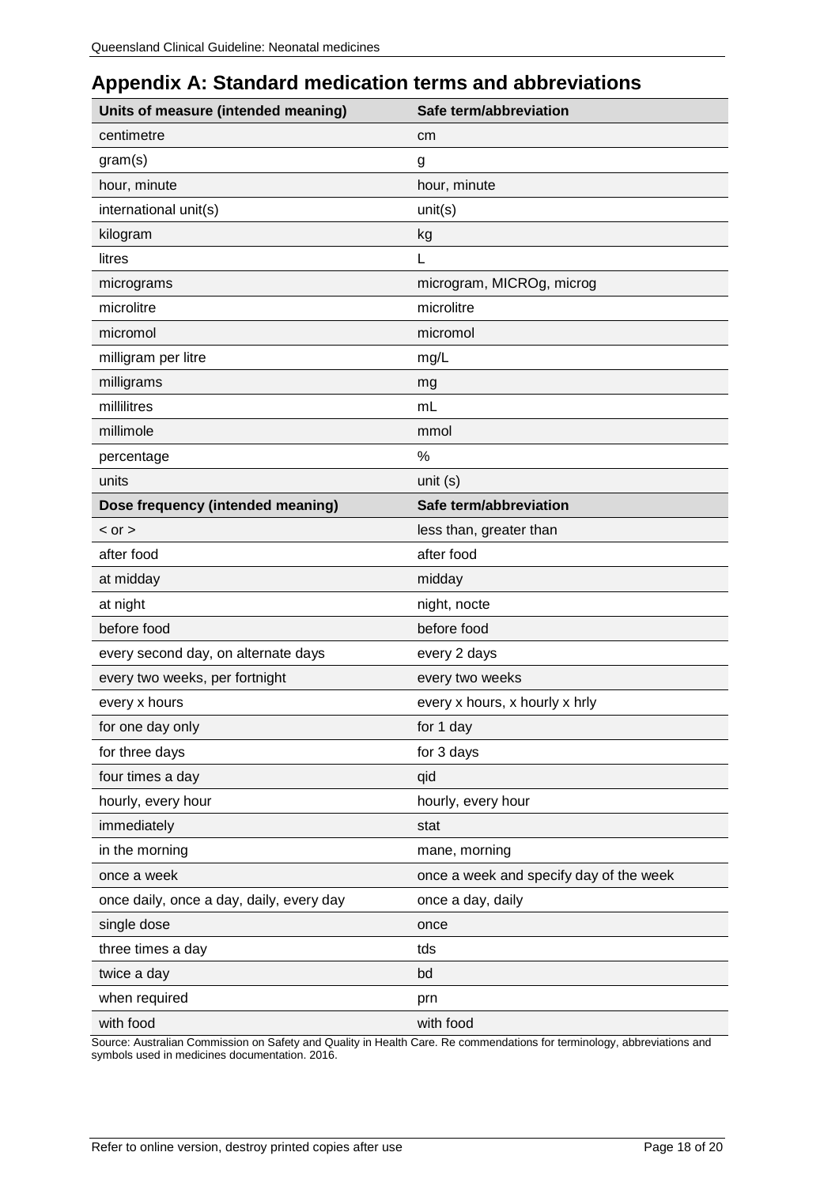## Appendix A: Standard medication terms and abbreviations

| Units of measure (intended meaning) | Safe term/abbreviation |
|---|---|
| centimetre | cm |
| gram(s) | g |
| hour, minute | hour, minute |
| international unit(s) | unit(s) |
| kilogram | kg |
| litres | L |
| micrograms | microgram, MICROg, microg |
| microlitre | microlitre |
| micromol | micromol |
| milligram per litre | mg/L |
| milligrams | mg |
| millilitres | mL |
| millimole | mmol |
| percentage | % |
| units | unit (s) |
| **Dose frequency (intended meaning)** | **Safe term/abbreviation** |
| < or > | less than, greater than |
| after food | after food |
| at midday | midday |
| at night | night, nocte |
| before food | before food |
| every second day, on alternate days | every 2 days |
| every two weeks, per fortnight | every two weeks |
| every x hours | every x hours, x hourly x hrly |
| for one day only | for 1 day |
| for three days | for 3 days |
| four times a day | qid |
| hourly, every hour | hourly, every hour |
| immediately | stat |
| in the morning | mane, morning |
| once a week | once a week and specify day of the week |
| once daily, once a day, daily, every day | once a day, daily |
| single dose | once |
| three times a day | tds |
| twice a day | bd |
| when required | prn |
| with food | with food |

Source: Australian Commission on Safety and Quality in Health Care. Re commendations for terminology, abbreviations and symbols used in medicines documentation. 2016.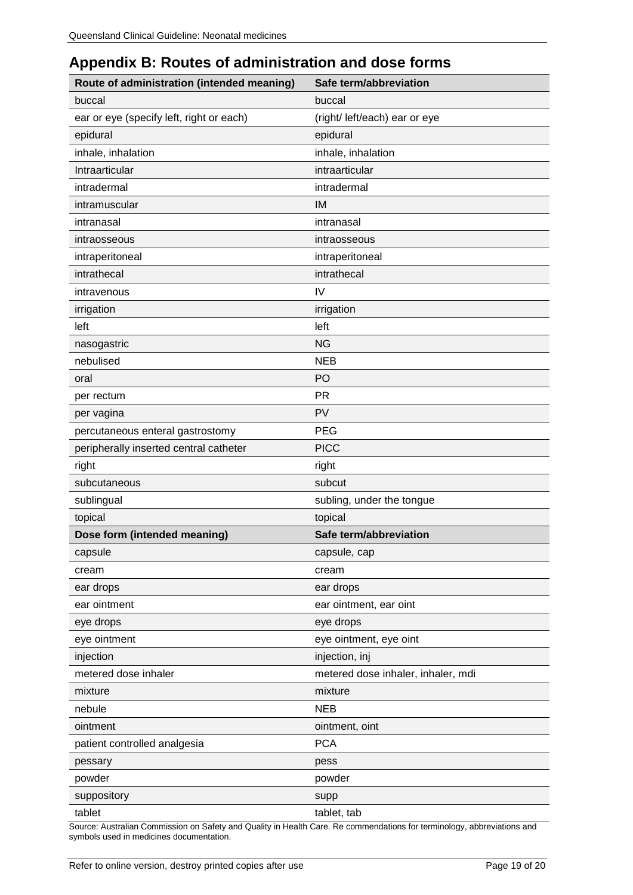## Appendix B: Routes of administration and dose forms

| Route of administration (intended meaning) | Safe term/abbreviation |
|---|---|
| buccal | buccal |
| ear or eye (specify left, right or each) | (right/ left/each) ear or eye |
| epidural | epidural |
| inhale, inhalation | inhale, inhalation |
| Intraarticular | intraarticular |
| intradermal | intradermal |
| intramuscular | IM |
| intranasal | intranasal |
| intraosseous | intraosseous |
| intraperitoneal | intraperitoneal |
| intrathecal | intrathecal |
| intravenous | IV |
| irrigation | irrigation |
| left | left |
| nasogastric | NG |
| nebulised | NEB |
| oral | PO |
| per rectum | PR |
| per vagina | PV |
| percutaneous enteral gastrostomy | PEG |
| peripherally inserted central catheter | PICC |
| right | right |
| subcutaneous | subcut |
| sublingual | subling, under the tongue |
| topical | topical |
| **Dose form (intended meaning)** | **Safe term/abbreviation** |
| capsule | capsule, cap |
| cream | cream |
| ear drops | ear drops |
| ear ointment | ear ointment, ear oint |
| eye drops | eye drops |
| eye ointment | eye ointment, eye oint |
| injection | injection, inj |
| metered dose inhaler | metered dose inhaler, inhaler, mdi |
| mixture | mixture |
| nebule | NEB |
| ointment | ointment, oint |
| patient controlled analgesia | PCA |
| pessary | pess |
| powder | powder |
| suppository | supp |
| tablet | tablet, tab |

Source: Australian Commission on Safety and Quality in Health Care. Re commendations for terminology, abbreviations and symbols used in medicines documentation.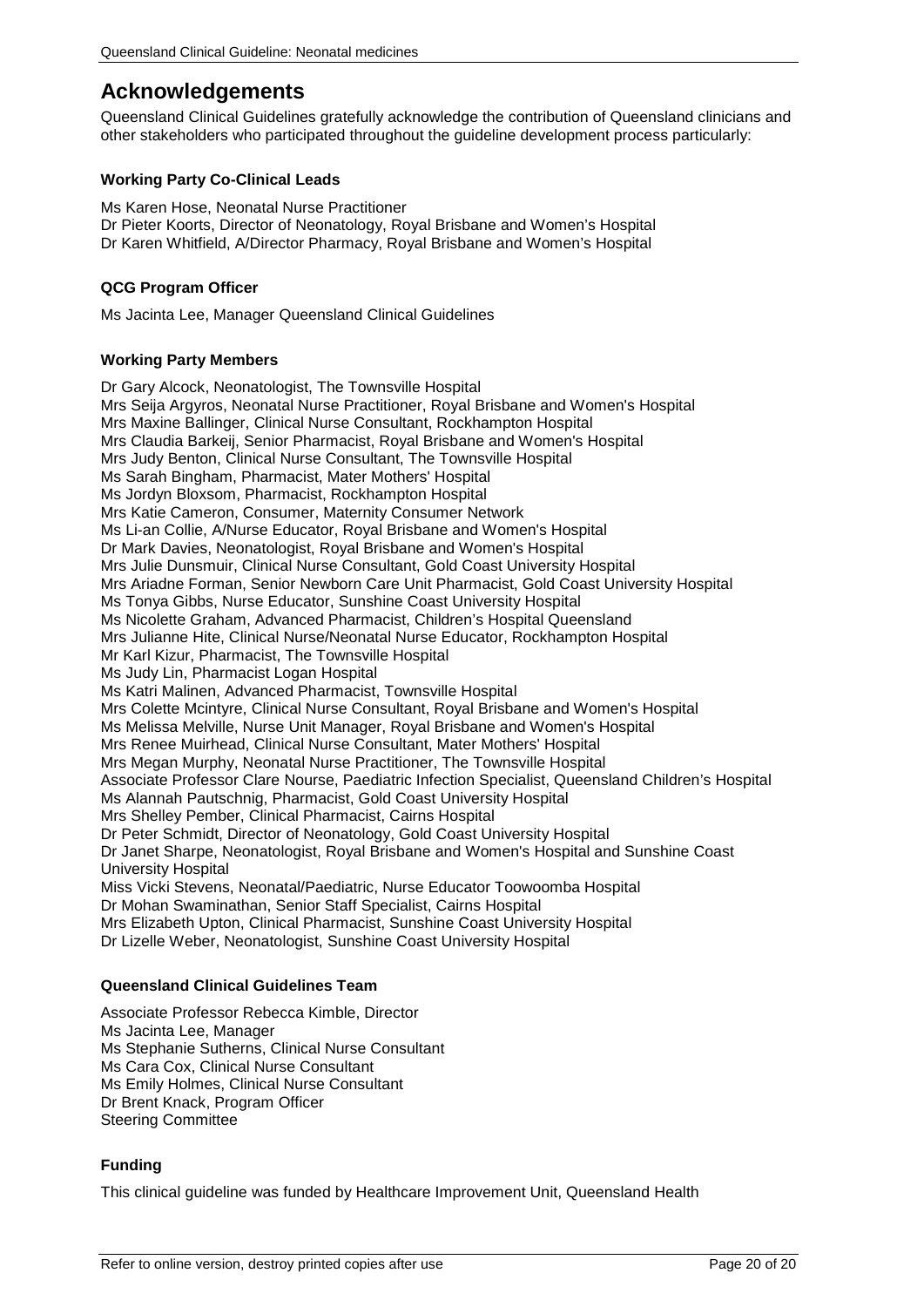# Acknowledgements

Queensland Clinical Guidelines gratefully acknowledge the contribution of Queensland clinicians and other stakeholders who participated throughout the guideline development process particularly:

### Working Party Co-Clinical Leads

Ms Karen Hose, Neonatal Nurse Practitioner
Dr Pieter Koorts, Director of Neonatology, Royal Brisbane and Women's Hospital
Dr Karen Whitfield, A/Director Pharmacy, Royal Brisbane and Women's Hospital

### QCG Program Officer

Ms Jacinta Lee, Manager Queensland Clinical Guidelines

### Working Party Members

Dr Gary Alcock, Neonatologist, The Townsville Hospital
Mrs Seija Argyros, Neonatal Nurse Practitioner, Royal Brisbane and Women's Hospital
Mrs Maxine Ballinger, Clinical Nurse Consultant, Rockhampton Hospital
Mrs Claudia Barkeij, Senior Pharmacist, Royal Brisbane and Women's Hospital
Mrs Judy Benton, Clinical Nurse Consultant, The Townsville Hospital
Ms Sarah Bingham, Pharmacist, Mater Mothers' Hospital
Ms Jordyn Bloxsom, Pharmacist, Rockhampton Hospital
Mrs Katie Cameron, Consumer, Maternity Consumer Network
Ms Li-an Collie, A/Nurse Educator, Royal Brisbane and Women's Hospital
Dr Mark Davies, Neonatologist, Royal Brisbane and Women's Hospital
Mrs Julie Dunsmuir, Clinical Nurse Consultant, Gold Coast University Hospital
Mrs Ariadne Forman, Senior Newborn Care Unit Pharmacist, Gold Coast University Hospital
Ms Tonya Gibbs, Nurse Educator, Sunshine Coast University Hospital
Ms Nicolette Graham, Advanced Pharmacist, Children's Hospital Queensland
Mrs Julianne Hite, Clinical Nurse/Neonatal Nurse Educator, Rockhampton Hospital
Mr Karl Kizur, Pharmacist, The Townsville Hospital
Ms Judy Lin, Pharmacist Logan Hospital
Ms Katri Malinen, Advanced Pharmacist, Townsville Hospital
Mrs Colette Mcintyre, Clinical Nurse Consultant, Royal Brisbane and Women's Hospital
Ms Melissa Melville, Nurse Unit Manager, Royal Brisbane and Women's Hospital
Mrs Renee Muirhead, Clinical Nurse Consultant, Mater Mothers' Hospital
Mrs Megan Murphy, Neonatal Nurse Practitioner, The Townsville Hospital
Associate Professor Clare Nourse, Paediatric Infection Specialist, Queensland Children's Hospital
Ms Alannah Pautschnig, Pharmacist, Gold Coast University Hospital
Mrs Shelley Pember, Clinical Pharmacist, Cairns Hospital
Dr Peter Schmidt, Director of Neonatology, Gold Coast University Hospital
Dr Janet Sharpe, Neonatologist, Royal Brisbane and Women's Hospital and Sunshine Coast University Hospital
Miss Vicki Stevens, Neonatal/Paediatric, Nurse Educator Toowoomba Hospital
Dr Mohan Swaminathan, Senior Staff Specialist, Cairns Hospital
Mrs Elizabeth Upton, Clinical Pharmacist, Sunshine Coast University Hospital
Dr Lizelle Weber, Neonatologist, Sunshine Coast University Hospital

### Queensland Clinical Guidelines Team

Associate Professor Rebecca Kimble, Director
Ms Jacinta Lee, Manager
Ms Stephanie Sutherns, Clinical Nurse Consultant
Ms Cara Cox, Clinical Nurse Consultant
Ms Emily Holmes, Clinical Nurse Consultant
Dr Brent Knack, Program Officer
Steering Committee

### Funding

This clinical guideline was funded by Healthcare Improvement Unit, Queensland Health